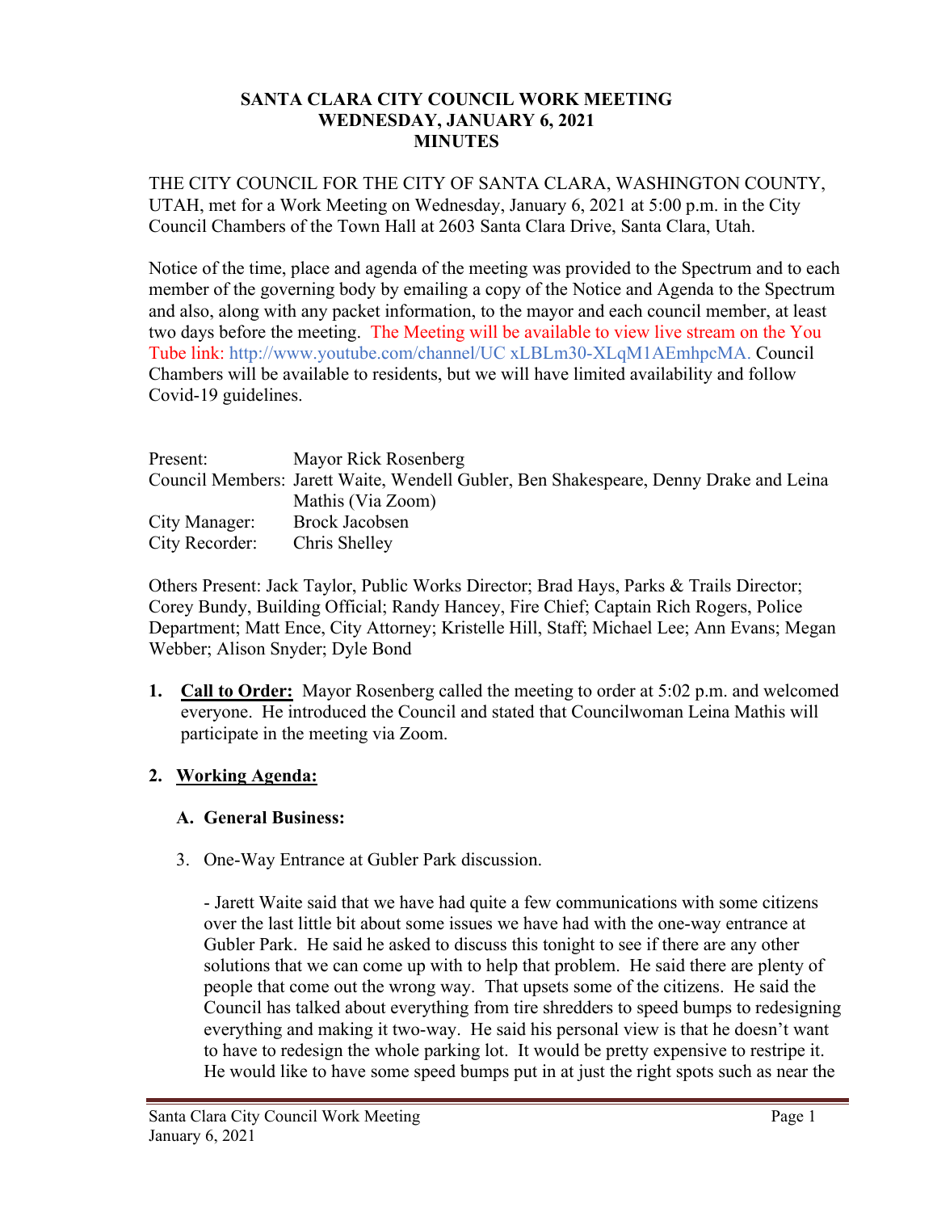# SANTA CLARA CITY COUNCIL WORK MEETING
## WEDNESDAY, JANUARY 6, 2021
## MINUTES

THE CITY COUNCIL FOR THE CITY OF SANTA CLARA, WASHINGTON COUNTY, UTAH, met for a Work Meeting on Wednesday, January 6, 2021 at 5:00 p.m. in the City Council Chambers of the Town Hall at 2603 Santa Clara Drive, Santa Clara, Utah.

Notice of the time, place and agenda of the meeting was provided to the Spectrum and to each member of the governing body by emailing a copy of the Notice and Agenda to the Spectrum and also, along with any packet information, to the mayor and each council member, at least two days before the meeting. The Meeting will be available to view live stream on the You Tube link: http://www.youtube.com/channel/UC xLBLm30-XLqM1AEmhpcMA. Council Chambers will be available to residents, but we will have limited availability and follow Covid-19 guidelines.

| | |
|---|---|
| Present: | Mayor Rick Rosenberg |
| Council Members: | Jarett Waite, Wendell Gubler, Ben Shakespeare, Denny Drake and Leina Mathis (Via Zoom) |
| City Manager: | Brock Jacobsen |
| City Recorder: | Chris Shelley |

Others Present: Jack Taylor, Public Works Director; Brad Hays, Parks & Trails Director; Corey Bundy, Building Official; Randy Hancey, Fire Chief; Captain Rich Rogers, Police Department; Matt Ence, City Attorney; Kristelle Hill, Staff; Michael Lee; Ann Evans; Megan Webber; Alison Snyder; Dyle Bond

1. **Call to Order:** Mayor Rosenberg called the meeting to order at 5:02 p.m. and welcomed everyone. He introduced the Council and stated that Councilwoman Leina Mathis will participate in the meeting via Zoom.

2. **Working Agenda:**

   **A. General Business:**

   3. One-Way Entrance at Gubler Park discussion.

      - Jarett Waite said that we have had quite a few communications with some citizens over the last little bit about some issues we have had with the one-way entrance at Gubler Park. He said he asked to discuss this tonight to see if there are any other solutions that we can come up with to help that problem. He said there are plenty of people that come out the wrong way. That upsets some of the citizens. He said the Council has talked about everything from tire shredders to speed bumps to redesigning everything and making it two-way. He said his personal view is that he doesn't want to have to redesign the whole parking lot. It would be pretty expensive to restripe it. He would like to have some speed bumps put in at just the right spots such as near the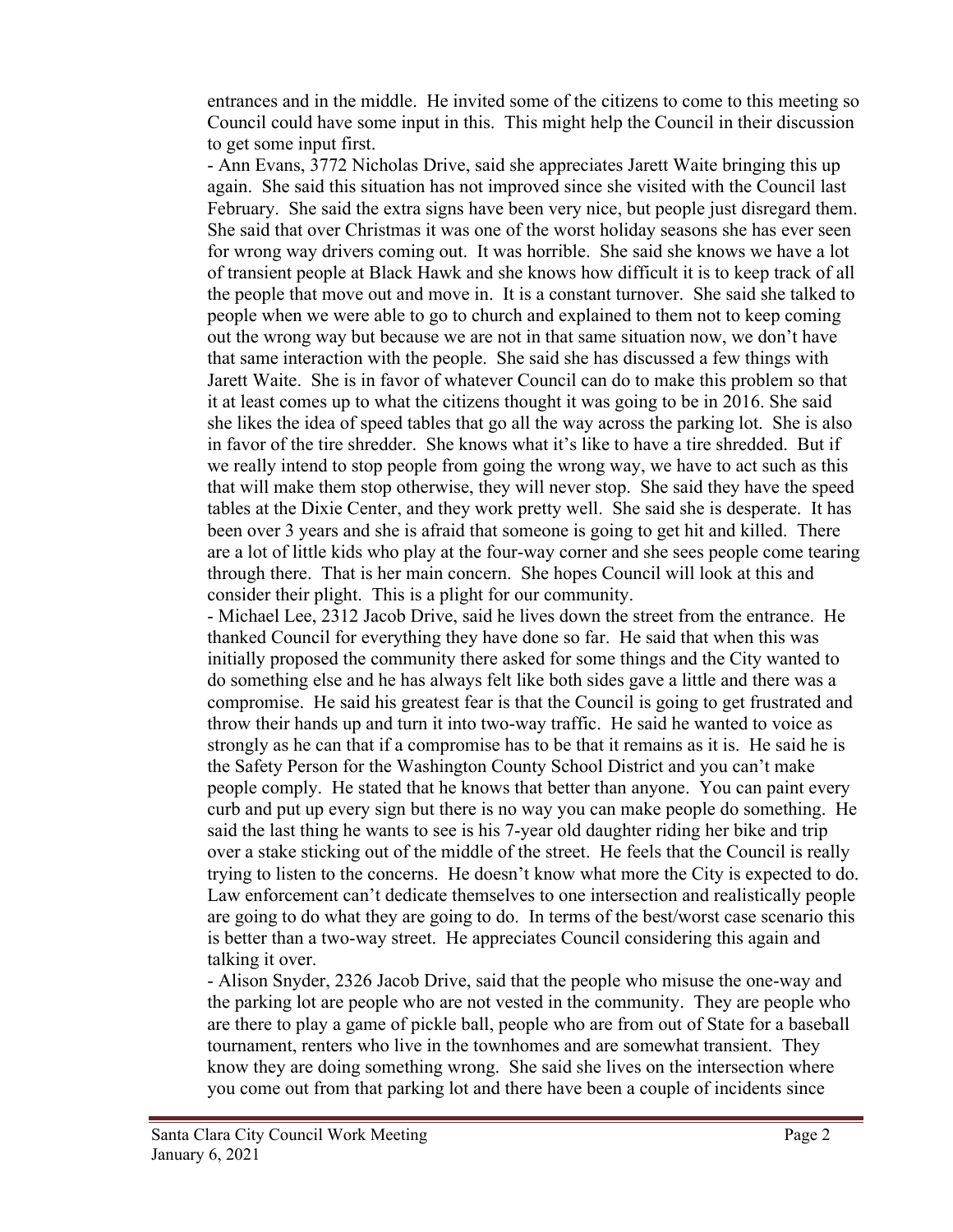entrances and in the middle. He invited some of the citizens to come to this meeting so Council could have some input in this. This might help the Council in their discussion to get some input first.

- Ann Evans, 3772 Nicholas Drive, said she appreciates Jarett Waite bringing this up again. She said this situation has not improved since she visited with the Council last February. She said the extra signs have been very nice, but people just disregard them. She said that over Christmas it was one of the worst holiday seasons she has ever seen for wrong way drivers coming out. It was horrible. She said she knows we have a lot of transient people at Black Hawk and she knows how difficult it is to keep track of all the people that move out and move in. It is a constant turnover. She said she talked to people when we were able to go to church and explained to them not to keep coming out the wrong way but because we are not in that same situation now, we don't have that same interaction with the people. She said she has discussed a few things with Jarett Waite. She is in favor of whatever Council can do to make this problem so that it at least comes up to what the citizens thought it was going to be in 2016. She said she likes the idea of speed tables that go all the way across the parking lot. She is also in favor of the tire shredder. She knows what it's like to have a tire shredded. But if we really intend to stop people from going the wrong way, we have to act such as this that will make them stop otherwise, they will never stop. She said they have the speed tables at the Dixie Center, and they work pretty well. She said she is desperate. It has been over 3 years and she is afraid that someone is going to get hit and killed. There are a lot of little kids who play at the four-way corner and she sees people come tearing through there. That is her main concern. She hopes Council will look at this and consider their plight. This is a plight for our community.
- Michael Lee, 2312 Jacob Drive, said he lives down the street from the entrance. He thanked Council for everything they have done so far. He said that when this was initially proposed the community there asked for some things and the City wanted to do something else and he has always felt like both sides gave a little and there was a compromise. He said his greatest fear is that the Council is going to get frustrated and throw their hands up and turn it into two-way traffic. He said he wanted to voice as strongly as he can that if a compromise has to be that it remains as it is. He said he is the Safety Person for the Washington County School District and you can't make people comply. He stated that he knows that better than anyone. You can paint every curb and put up every sign but there is no way you can make people do something. He said the last thing he wants to see is his 7-year old daughter riding her bike and trip over a stake sticking out of the middle of the street. He feels that the Council is really trying to listen to the concerns. He doesn't know what more the City is expected to do. Law enforcement can't dedicate themselves to one intersection and realistically people are going to do what they are going to do. In terms of the best/worst case scenario this is better than a two-way street. He appreciates Council considering this again and talking it over.
- Alison Snyder, 2326 Jacob Drive, said that the people who misuse the one-way and the parking lot are people who are not vested in the community. They are people who are there to play a game of pickle ball, people who are from out of State for a baseball tournament, renters who live in the townhomes and are somewhat transient. They know they are doing something wrong. She said she lives on the intersection where you come out from that parking lot and there have been a couple of incidents since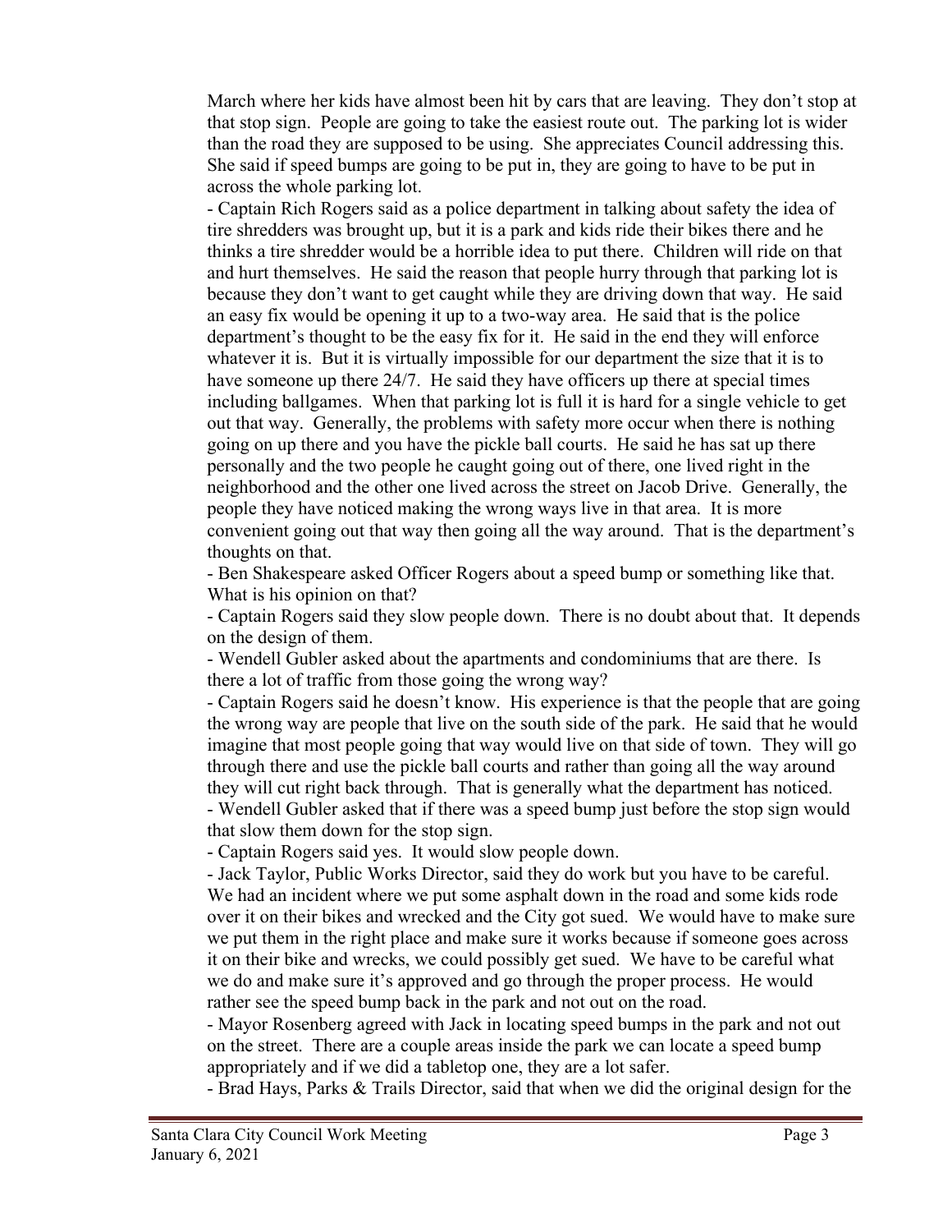March where her kids have almost been hit by cars that are leaving. They don't stop at that stop sign. People are going to take the easiest route out. The parking lot is wider than the road they are supposed to be using. She appreciates Council addressing this. She said if speed bumps are going to be put in, they are going to have to be put in across the whole parking lot.

- Captain Rich Rogers said as a police department in talking about safety the idea of tire shredders was brought up, but it is a park and kids ride their bikes there and he thinks a tire shredder would be a horrible idea to put there. Children will ride on that and hurt themselves. He said the reason that people hurry through that parking lot is because they don't want to get caught while they are driving down that way. He said an easy fix would be opening it up to a two-way area. He said that is the police department's thought to be the easy fix for it. He said in the end they will enforce whatever it is. But it is virtually impossible for our department the size that it is to have someone up there 24/7. He said they have officers up there at special times including ballgames. When that parking lot is full it is hard for a single vehicle to get out that way. Generally, the problems with safety more occur when there is nothing going on up there and you have the pickle ball courts. He said he has sat up there personally and the two people he caught going out of there, one lived right in the neighborhood and the other one lived across the street on Jacob Drive. Generally, the people they have noticed making the wrong ways live in that area. It is more convenient going out that way then going all the way around. That is the department's thoughts on that.
- Ben Shakespeare asked Officer Rogers about a speed bump or something like that. What is his opinion on that?
- Captain Rogers said they slow people down. There is no doubt about that. It depends on the design of them.
- Wendell Gubler asked about the apartments and condominiums that are there. Is there a lot of traffic from those going the wrong way?
- Captain Rogers said he doesn't know. His experience is that the people that are going the wrong way are people that live on the south side of the park. He said that he would imagine that most people going that way would live on that side of town. They will go through there and use the pickle ball courts and rather than going all the way around they will cut right back through. That is generally what the department has noticed.
- Wendell Gubler asked that if there was a speed bump just before the stop sign would that slow them down for the stop sign.
- Captain Rogers said yes. It would slow people down.
- Jack Taylor, Public Works Director, said they do work but you have to be careful. We had an incident where we put some asphalt down in the road and some kids rode over it on their bikes and wrecked and the City got sued. We would have to make sure we put them in the right place and make sure it works because if someone goes across it on their bike and wrecks, we could possibly get sued. We have to be careful what we do and make sure it's approved and go through the proper process. He would rather see the speed bump back in the park and not out on the road.
- Mayor Rosenberg agreed with Jack in locating speed bumps in the park and not out on the street. There are a couple areas inside the park we can locate a speed bump appropriately and if we did a tabletop one, they are a lot safer.
- Brad Hays, Parks & Trails Director, said that when we did the original design for the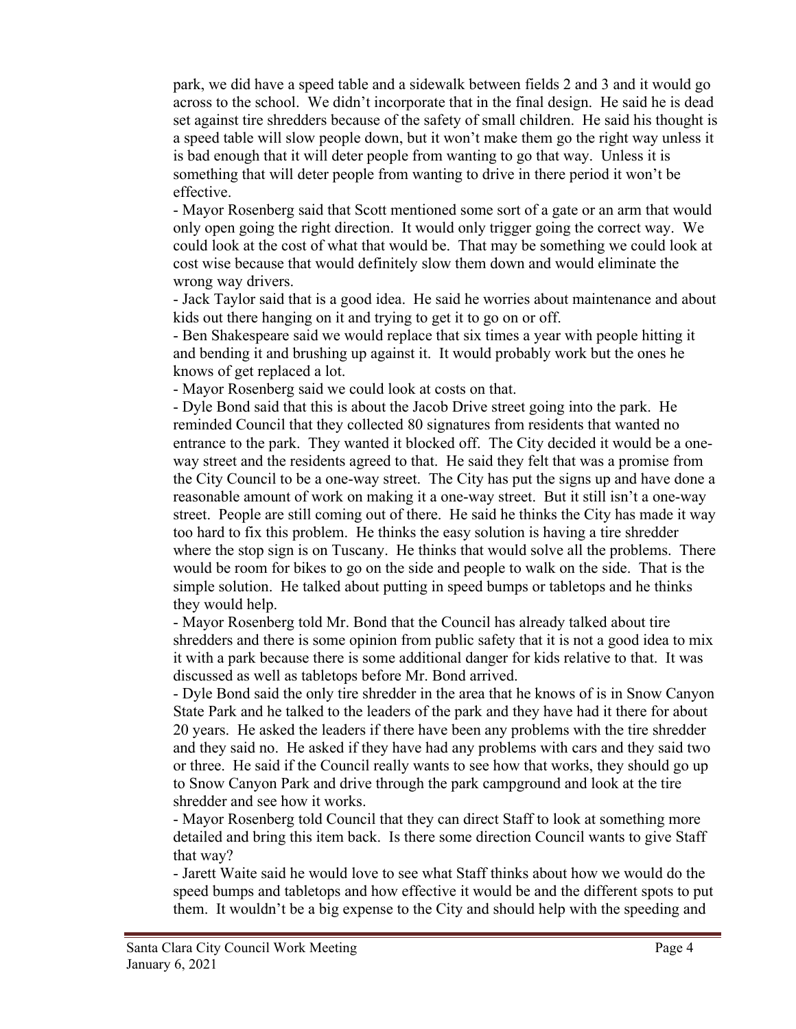park, we did have a speed table and a sidewalk between fields 2 and 3 and it would go across to the school. We didn't incorporate that in the final design. He said he is dead set against tire shredders because of the safety of small children. He said his thought is a speed table will slow people down, but it won't make them go the right way unless it is bad enough that it will deter people from wanting to go that way. Unless it is something that will deter people from wanting to drive in there period it won't be effective.

- Mayor Rosenberg said that Scott mentioned some sort of a gate or an arm that would only open going the right direction. It would only trigger going the correct way. We could look at the cost of what that would be. That may be something we could look at cost wise because that would definitely slow them down and would eliminate the wrong way drivers.
- Jack Taylor said that is a good idea. He said he worries about maintenance and about kids out there hanging on it and trying to get it to go on or off.
- Ben Shakespeare said we would replace that six times a year with people hitting it and bending it and brushing up against it. It would probably work but the ones he knows of get replaced a lot.
- Mayor Rosenberg said we could look at costs on that.
- Dyle Bond said that this is about the Jacob Drive street going into the park. He reminded Council that they collected 80 signatures from residents that wanted no entrance to the park. They wanted it blocked off. The City decided it would be a one-way street and the residents agreed to that. He said they felt that was a promise from the City Council to be a one-way street. The City has put the signs up and have done a reasonable amount of work on making it a one-way street. But it still isn't a one-way street. People are still coming out of there. He said he thinks the City has made it way too hard to fix this problem. He thinks the easy solution is having a tire shredder where the stop sign is on Tuscany. He thinks that would solve all the problems. There would be room for bikes to go on the side and people to walk on the side. That is the simple solution. He talked about putting in speed bumps or tabletops and he thinks they would help.
- Mayor Rosenberg told Mr. Bond that the Council has already talked about tire shredders and there is some opinion from public safety that it is not a good idea to mix it with a park because there is some additional danger for kids relative to that. It was discussed as well as tabletops before Mr. Bond arrived.
- Dyle Bond said the only tire shredder in the area that he knows of is in Snow Canyon State Park and he talked to the leaders of the park and they have had it there for about 20 years. He asked the leaders if there have been any problems with the tire shredder and they said no. He asked if they have had any problems with cars and they said two or three. He said if the Council really wants to see how that works, they should go up to Snow Canyon Park and drive through the park campground and look at the tire shredder and see how it works.
- Mayor Rosenberg told Council that they can direct Staff to look at something more detailed and bring this item back. Is there some direction Council wants to give Staff that way?
- Jarett Waite said he would love to see what Staff thinks about how we would do the speed bumps and tabletops and how effective it would be and the different spots to put them. It wouldn't be a big expense to the City and should help with the speeding and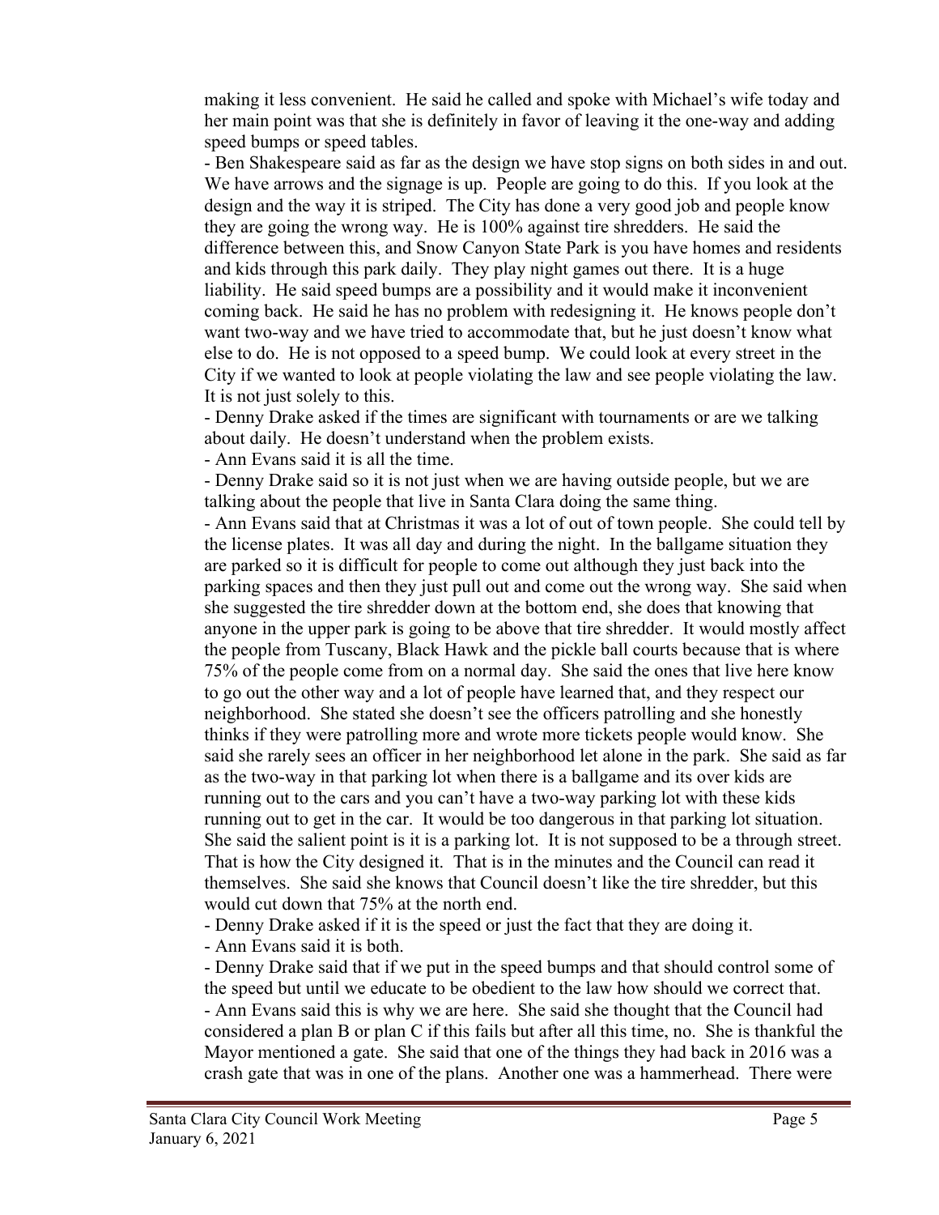making it less convenient. He said he called and spoke with Michael's wife today and her main point was that she is definitely in favor of leaving it the one-way and adding speed bumps or speed tables.

- Ben Shakespeare said as far as the design we have stop signs on both sides in and out. We have arrows and the signage is up. People are going to do this. If you look at the design and the way it is striped. The City has done a very good job and people know they are going the wrong way. He is 100% against tire shredders. He said the difference between this, and Snow Canyon State Park is you have homes and residents and kids through this park daily. They play night games out there. It is a huge liability. He said speed bumps are a possibility and it would make it inconvenient coming back. He said he has no problem with redesigning it. He knows people don't want two-way and we have tried to accommodate that, but he just doesn't know what else to do. He is not opposed to a speed bump. We could look at every street in the City if we wanted to look at people violating the law and see people violating the law. It is not just solely to this.
- Denny Drake asked if the times are significant with tournaments or are we talking about daily. He doesn't understand when the problem exists.
- Ann Evans said it is all the time.
- Denny Drake said so it is not just when we are having outside people, but we are talking about the people that live in Santa Clara doing the same thing.
- Ann Evans said that at Christmas it was a lot of out of town people. She could tell by the license plates. It was all day and during the night. In the ballgame situation they are parked so it is difficult for people to come out although they just back into the parking spaces and then they just pull out and come out the wrong way. She said when she suggested the tire shredder down at the bottom end, she does that knowing that anyone in the upper park is going to be above that tire shredder. It would mostly affect the people from Tuscany, Black Hawk and the pickle ball courts because that is where 75% of the people come from on a normal day. She said the ones that live here know to go out the other way and a lot of people have learned that, and they respect our neighborhood. She stated she doesn't see the officers patrolling and she honestly thinks if they were patrolling more and wrote more tickets people would know. She said she rarely sees an officer in her neighborhood let alone in the park. She said as far as the two-way in that parking lot when there is a ballgame and its over kids are running out to the cars and you can't have a two-way parking lot with these kids running out to get in the car. It would be too dangerous in that parking lot situation. She said the salient point is it is a parking lot. It is not supposed to be a through street. That is how the City designed it. That is in the minutes and the Council can read it themselves. She said she knows that Council doesn't like the tire shredder, but this would cut down that 75% at the north end.
- Denny Drake asked if it is the speed or just the fact that they are doing it.
- Ann Evans said it is both.
- Denny Drake said that if we put in the speed bumps and that should control some of the speed but until we educate to be obedient to the law how should we correct that.
- Ann Evans said this is why we are here. She said she thought that the Council had considered a plan B or plan C if this fails but after all this time, no. She is thankful the Mayor mentioned a gate. She said that one of the things they had back in 2016 was a crash gate that was in one of the plans. Another one was a hammerhead. There were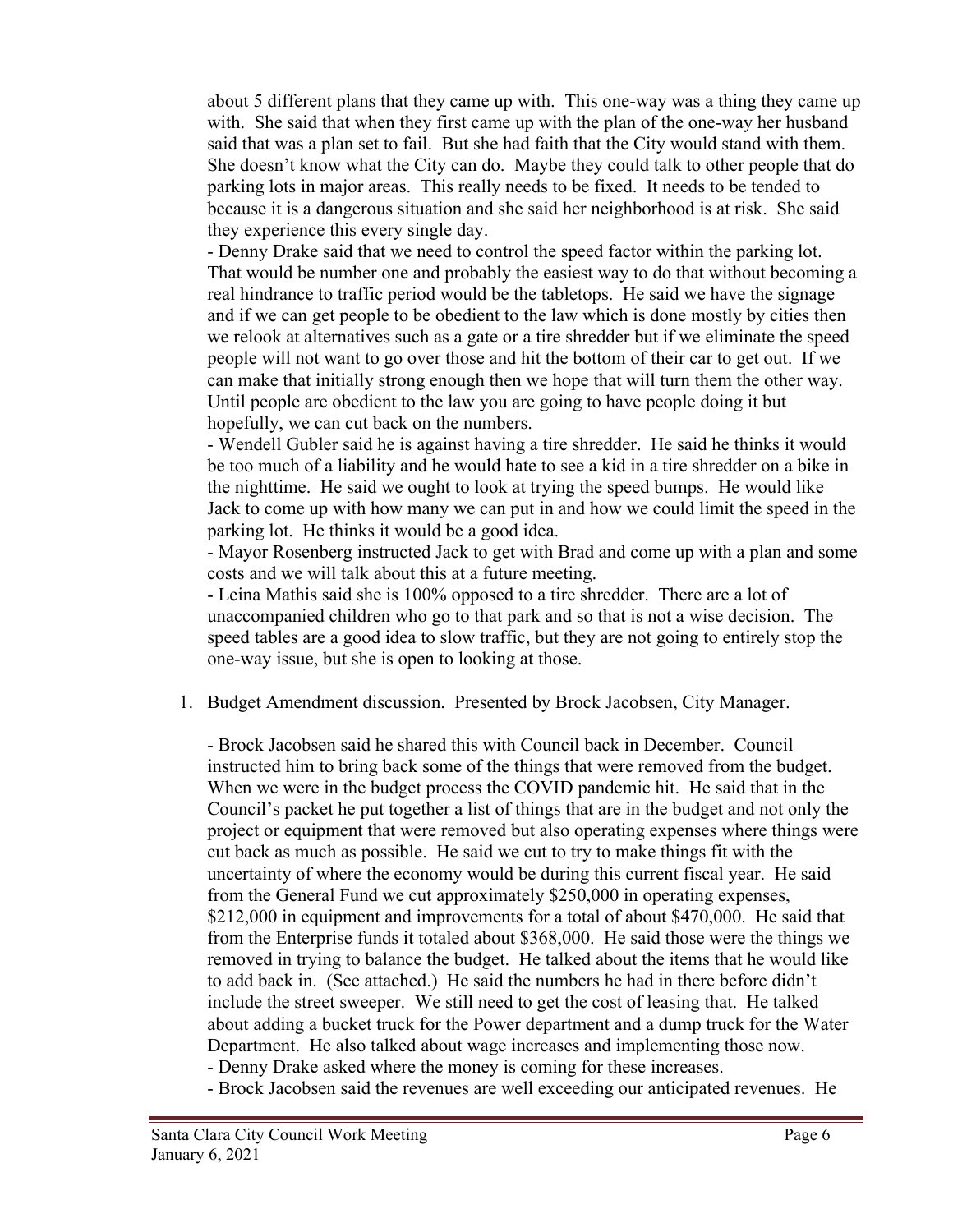about 5 different plans that they came up with. This one-way was a thing they came up with. She said that when they first came up with the plan of the one-way her husband said that was a plan set to fail. But she had faith that the City would stand with them. She doesn't know what the City can do. Maybe they could talk to other people that do parking lots in major areas. This really needs to be fixed. It needs to be tended to because it is a dangerous situation and she said her neighborhood is at risk. She said they experience this every single day.

- Denny Drake said that we need to control the speed factor within the parking lot. That would be number one and probably the easiest way to do that without becoming a real hindrance to traffic period would be the tabletops. He said we have the signage and if we can get people to be obedient to the law which is done mostly by cities then we relook at alternatives such as a gate or a tire shredder but if we eliminate the speed people will not want to go over those and hit the bottom of their car to get out. If we can make that initially strong enough then we hope that will turn them the other way. Until people are obedient to the law you are going to have people doing it but hopefully, we can cut back on the numbers.
- Wendell Gubler said he is against having a tire shredder. He said he thinks it would be too much of a liability and he would hate to see a kid in a tire shredder on a bike in the nighttime. He said we ought to look at trying the speed bumps. He would like Jack to come up with how many we can put in and how we could limit the speed in the parking lot. He thinks it would be a good idea.
- Mayor Rosenberg instructed Jack to get with Brad and come up with a plan and some costs and we will talk about this at a future meeting.
- Leina Mathis said she is 100% opposed to a tire shredder. There are a lot of unaccompanied children who go to that park and so that is not a wise decision. The speed tables are a good idea to slow traffic, but they are not going to entirely stop the one-way issue, but she is open to looking at those.

1. Budget Amendment discussion. Presented by Brock Jacobsen, City Manager.

   - Brock Jacobsen said he shared this with Council back in December. Council instructed him to bring back some of the things that were removed from the budget. When we were in the budget process the COVID pandemic hit. He said that in the Council's packet he put together a list of things that are in the budget and not only the project or equipment that were removed but also operating expenses where things were cut back as much as possible. He said we cut to try to make things fit with the uncertainty of where the economy would be during this current fiscal year. He said from the General Fund we cut approximately $250,000 in operating expenses, $212,000 in equipment and improvements for a total of about $470,000. He said that from the Enterprise funds it totaled about $368,000. He said those were the things we removed in trying to balance the budget. He talked about the items that he would like to add back in. (See attached.) He said the numbers he had in there before didn't include the street sweeper. We still need to get the cost of leasing that. He talked about adding a bucket truck for the Power department and a dump truck for the Water Department. He also talked about wage increases and implementing those now.
   - Denny Drake asked where the money is coming for these increases.
   - Brock Jacobsen said the revenues are well exceeding our anticipated revenues. He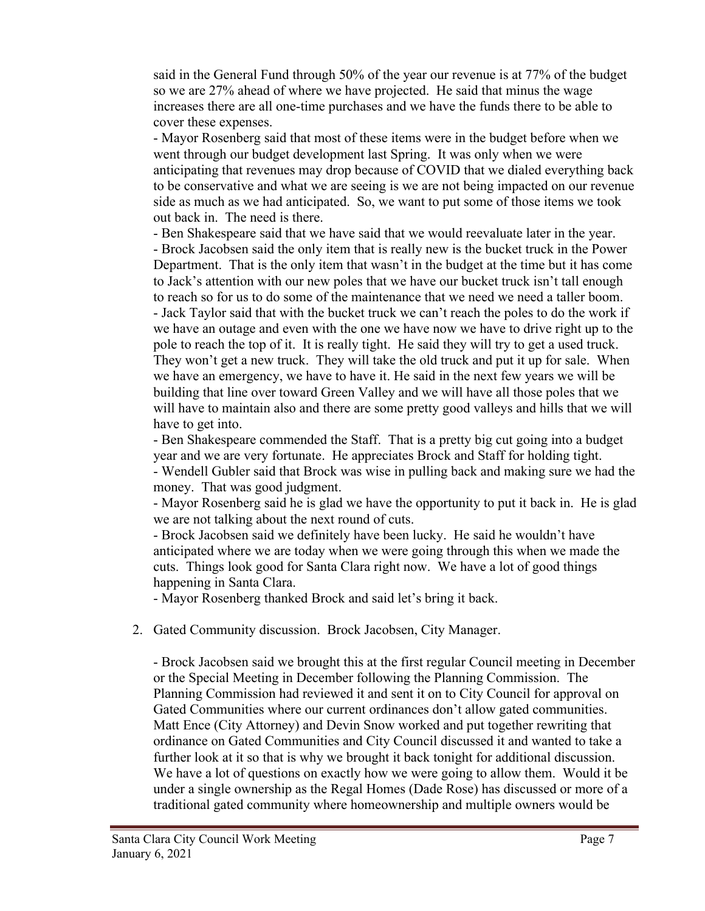said in the General Fund through 50% of the year our revenue is at 77% of the budget so we are 27% ahead of where we have projected. He said that minus the wage increases there are all one-time purchases and we have the funds there to be able to cover these expenses.

- Mayor Rosenberg said that most of these items were in the budget before when we went through our budget development last Spring. It was only when we were anticipating that revenues may drop because of COVID that we dialed everything back to be conservative and what we are seeing is we are not being impacted on our revenue side as much as we had anticipated. So, we want to put some of those items we took out back in. The need is there.
- Ben Shakespeare said that we have said that we would reevaluate later in the year.
- Brock Jacobsen said the only item that is really new is the bucket truck in the Power Department. That is the only item that wasn't in the budget at the time but it has come to Jack's attention with our new poles that we have our bucket truck isn't tall enough to reach so for us to do some of the maintenance that we need we need a taller boom.
- Jack Taylor said that with the bucket truck we can't reach the poles to do the work if we have an outage and even with the one we have now we have to drive right up to the pole to reach the top of it. It is really tight. He said they will try to get a used truck. They won't get a new truck. They will take the old truck and put it up for sale. When we have an emergency, we have to have it. He said in the next few years we will be building that line over toward Green Valley and we will have all those poles that we will have to maintain also and there are some pretty good valleys and hills that we will have to get into.
- Ben Shakespeare commended the Staff. That is a pretty big cut going into a budget year and we are very fortunate. He appreciates Brock and Staff for holding tight.
- Wendell Gubler said that Brock was wise in pulling back and making sure we had the money. That was good judgment.
- Mayor Rosenberg said he is glad we have the opportunity to put it back in. He is glad we are not talking about the next round of cuts.
- Brock Jacobsen said we definitely have been lucky. He said he wouldn't have anticipated where we are today when we were going through this when we made the cuts. Things look good for Santa Clara right now. We have a lot of good things happening in Santa Clara.
- Mayor Rosenberg thanked Brock and said let's bring it back.

2. Gated Community discussion. Brock Jacobsen, City Manager.

   - Brock Jacobsen said we brought this at the first regular Council meeting in December or the Special Meeting in December following the Planning Commission. The Planning Commission had reviewed it and sent it on to City Council for approval on Gated Communities where our current ordinances don't allow gated communities. Matt Ence (City Attorney) and Devin Snow worked and put together rewriting that ordinance on Gated Communities and City Council discussed it and wanted to take a further look at it so that is why we brought it back tonight for additional discussion. We have a lot of questions on exactly how we were going to allow them. Would it be under a single ownership as the Regal Homes (Dade Rose) has discussed or more of a traditional gated community where homeownership and multiple owners would be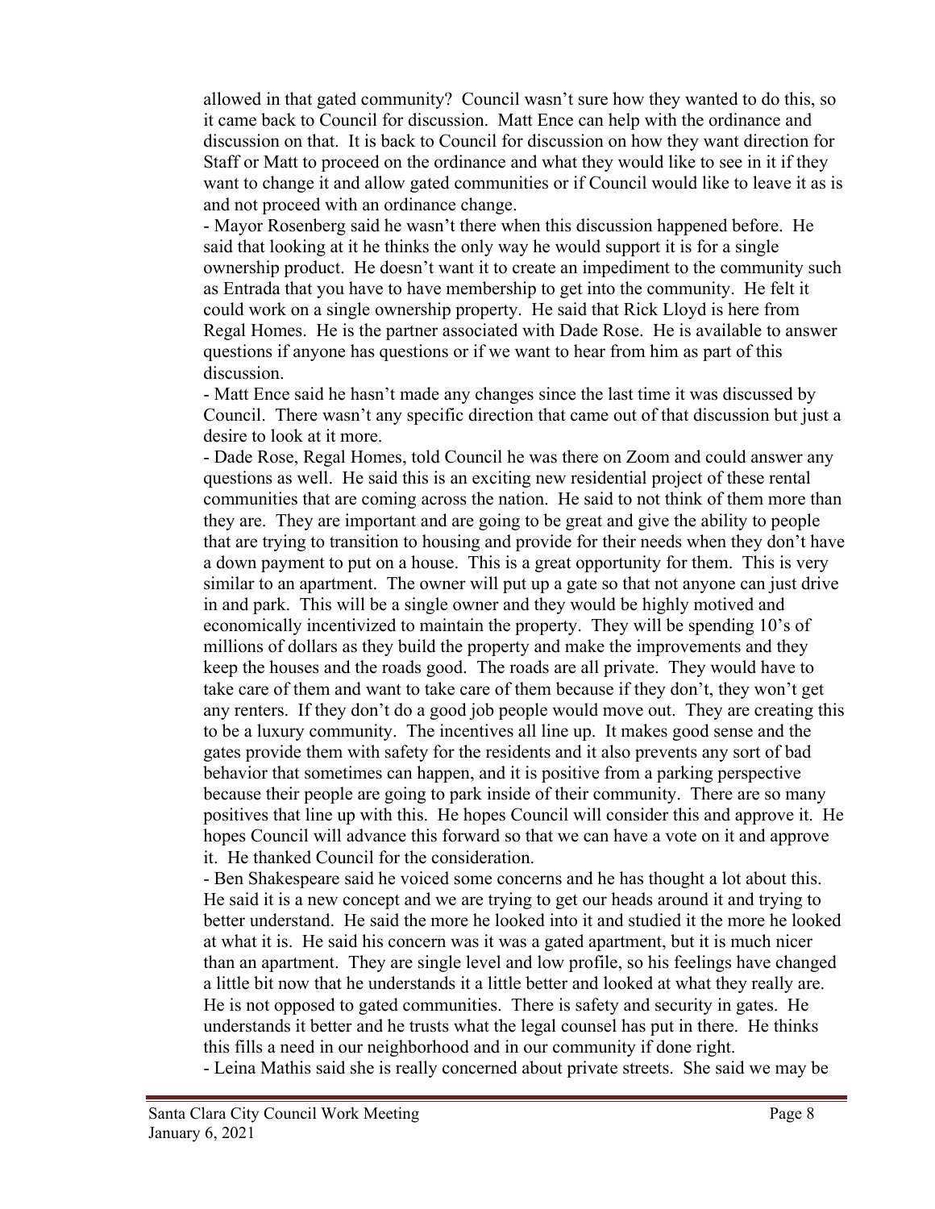allowed in that gated community? Council wasn't sure how they wanted to do this, so it came back to Council for discussion. Matt Ence can help with the ordinance and discussion on that. It is back to Council for discussion on how they want direction for Staff or Matt to proceed on the ordinance and what they would like to see in it if they want to change it and allow gated communities or if Council would like to leave it as is and not proceed with an ordinance change.

- Mayor Rosenberg said he wasn't there when this discussion happened before. He said that looking at it he thinks the only way he would support it is for a single ownership product. He doesn't want it to create an impediment to the community such as Entrada that you have to have membership to get into the community. He felt it could work on a single ownership property. He said that Rick Lloyd is here from Regal Homes. He is the partner associated with Dade Rose. He is available to answer questions if anyone has questions or if we want to hear from him as part of this discussion.
- Matt Ence said he hasn't made any changes since the last time it was discussed by Council. There wasn't any specific direction that came out of that discussion but just a desire to look at it more.
- Dade Rose, Regal Homes, told Council he was there on Zoom and could answer any questions as well. He said this is an exciting new residential project of these rental communities that are coming across the nation. He said to not think of them more than they are. They are important and are going to be great and give the ability to people that are trying to transition to housing and provide for their needs when they don't have a down payment to put on a house. This is a great opportunity for them. This is very similar to an apartment. The owner will put up a gate so that not anyone can just drive in and park. This will be a single owner and they would be highly motived and economically incentivized to maintain the property. They will be spending 10's of millions of dollars as they build the property and make the improvements and they keep the houses and the roads good. The roads are all private. They would have to take care of them and want to take care of them because if they don't, they won't get any renters. If they don't do a good job people would move out. They are creating this to be a luxury community. The incentives all line up. It makes good sense and the gates provide them with safety for the residents and it also prevents any sort of bad behavior that sometimes can happen, and it is positive from a parking perspective because their people are going to park inside of their community. There are so many positives that line up with this. He hopes Council will consider this and approve it. He hopes Council will advance this forward so that we can have a vote on it and approve it. He thanked Council for the consideration.
- Ben Shakespeare said he voiced some concerns and he has thought a lot about this. He said it is a new concept and we are trying to get our heads around it and trying to better understand. He said the more he looked into it and studied it the more he looked at what it is. He said his concern was it was a gated apartment, but it is much nicer than an apartment. They are single level and low profile, so his feelings have changed a little bit now that he understands it a little better and looked at what they really are. He is not opposed to gated communities. There is safety and security in gates. He understands it better and he trusts what the legal counsel has put in there. He thinks this fills a need in our neighborhood and in our community if done right.
- Leina Mathis said she is really concerned about private streets. She said we may be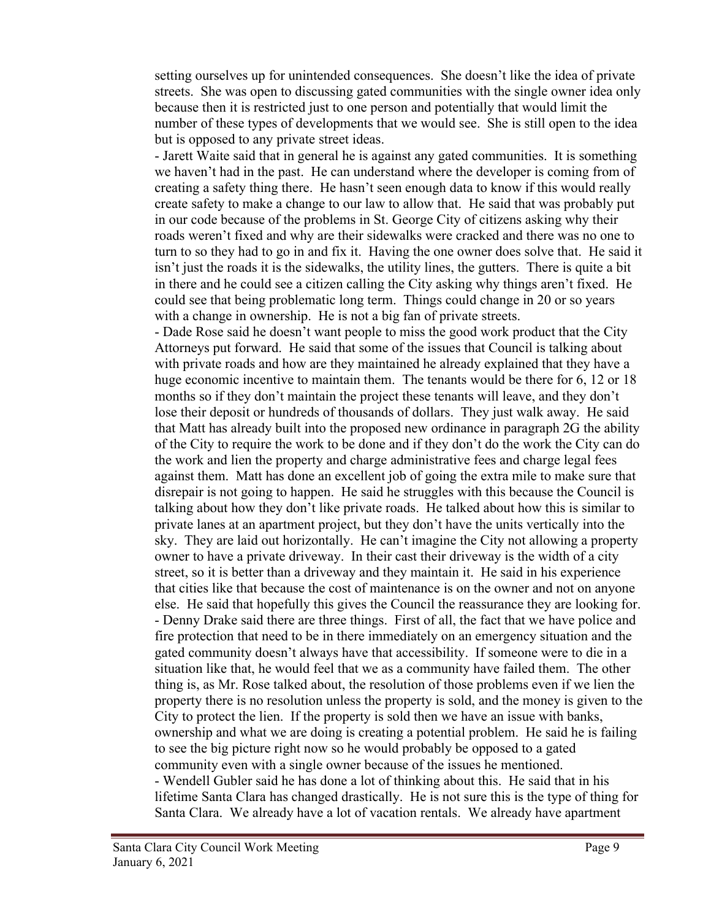setting ourselves up for unintended consequences. She doesn't like the idea of private streets. She was open to discussing gated communities with the single owner idea only because then it is restricted just to one person and potentially that would limit the number of these types of developments that we would see. She is still open to the idea but is opposed to any private street ideas.

- Jarett Waite said that in general he is against any gated communities. It is something we haven't had in the past. He can understand where the developer is coming from of creating a safety thing there. He hasn't seen enough data to know if this would really create safety to make a change to our law to allow that. He said that was probably put in our code because of the problems in St. George City of citizens asking why their roads weren't fixed and why are their sidewalks were cracked and there was no one to turn to so they had to go in and fix it. Having the one owner does solve that. He said it isn't just the roads it is the sidewalks, the utility lines, the gutters. There is quite a bit in there and he could see a citizen calling the City asking why things aren't fixed. He could see that being problematic long term. Things could change in 20 or so years with a change in ownership. He is not a big fan of private streets.
- Dade Rose said he doesn't want people to miss the good work product that the City Attorneys put forward. He said that some of the issues that Council is talking about with private roads and how are they maintained he already explained that they have a huge economic incentive to maintain them. The tenants would be there for 6, 12 or 18 months so if they don't maintain the project these tenants will leave, and they don't lose their deposit or hundreds of thousands of dollars. They just walk away. He said that Matt has already built into the proposed new ordinance in paragraph 2G the ability of the City to require the work to be done and if they don't do the work the City can do the work and lien the property and charge administrative fees and charge legal fees against them. Matt has done an excellent job of going the extra mile to make sure that disrepair is not going to happen. He said he struggles with this because the Council is talking about how they don't like private roads. He talked about how this is similar to private lanes at an apartment project, but they don't have the units vertically into the sky. They are laid out horizontally. He can't imagine the City not allowing a property owner to have a private driveway. In their cast their driveway is the width of a city street, so it is better than a driveway and they maintain it. He said in his experience that cities like that because the cost of maintenance is on the owner and not on anyone else. He said that hopefully this gives the Council the reassurance they are looking for.
- Denny Drake said there are three things. First of all, the fact that we have police and fire protection that need to be in there immediately on an emergency situation and the gated community doesn't always have that accessibility. If someone were to die in a situation like that, he would feel that we as a community have failed them. The other thing is, as Mr. Rose talked about, the resolution of those problems even if we lien the property there is no resolution unless the property is sold, and the money is given to the City to protect the lien. If the property is sold then we have an issue with banks, ownership and what we are doing is creating a potential problem. He said he is failing to see the big picture right now so he would probably be opposed to a gated community even with a single owner because of the issues he mentioned.
- Wendell Gubler said he has done a lot of thinking about this. He said that in his lifetime Santa Clara has changed drastically. He is not sure this is the type of thing for Santa Clara. We already have a lot of vacation rentals. We already have apartment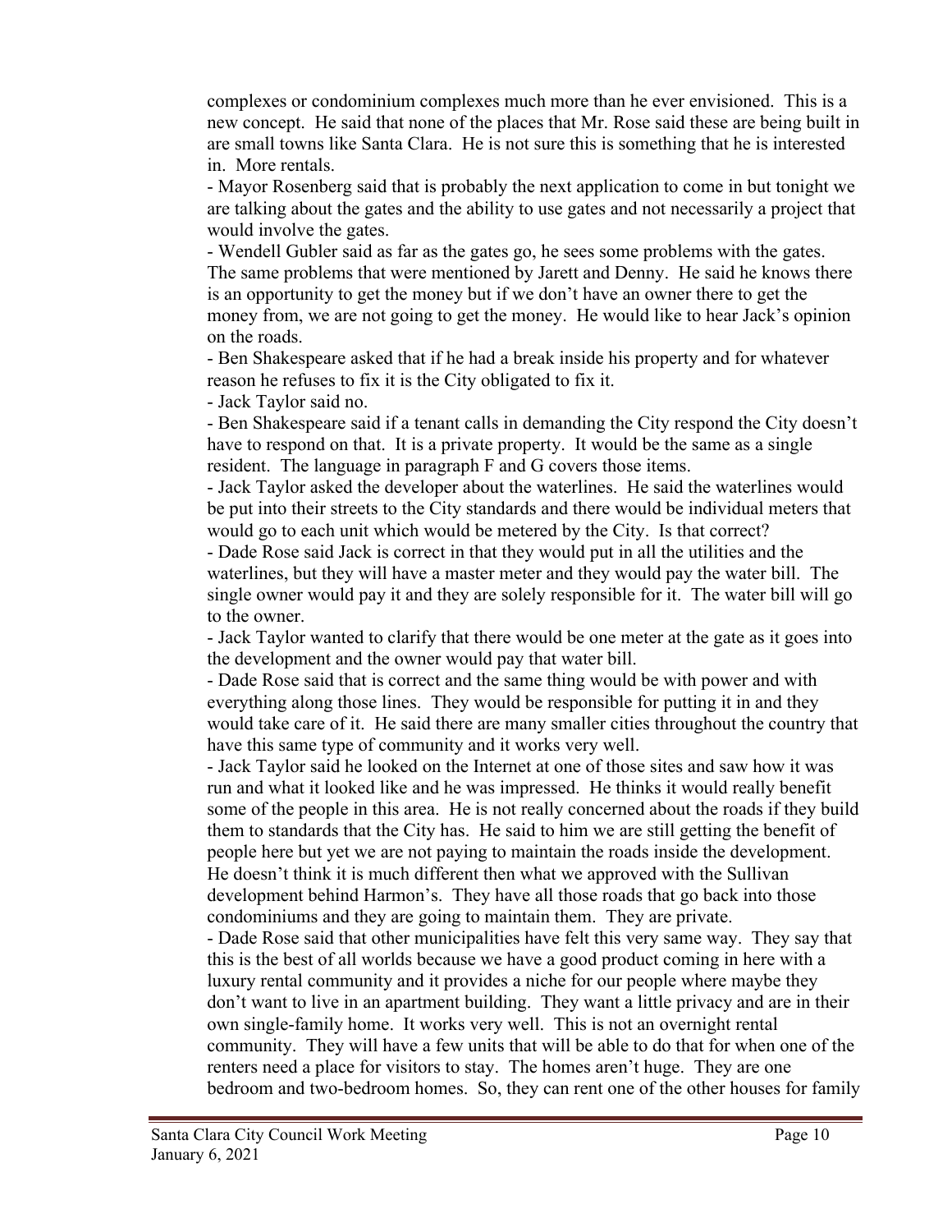complexes or condominium complexes much more than he ever envisioned. This is a new concept. He said that none of the places that Mr. Rose said these are being built in are small towns like Santa Clara. He is not sure this is something that he is interested in. More rentals.

- Mayor Rosenberg said that is probably the next application to come in but tonight we are talking about the gates and the ability to use gates and not necessarily a project that would involve the gates.
- Wendell Gubler said as far as the gates go, he sees some problems with the gates. The same problems that were mentioned by Jarett and Denny. He said he knows there is an opportunity to get the money but if we don't have an owner there to get the money from, we are not going to get the money. He would like to hear Jack's opinion on the roads.
- Ben Shakespeare asked that if he had a break inside his property and for whatever reason he refuses to fix it is the City obligated to fix it.
- Jack Taylor said no.
- Ben Shakespeare said if a tenant calls in demanding the City respond the City doesn't have to respond on that. It is a private property. It would be the same as a single resident. The language in paragraph F and G covers those items.
- Jack Taylor asked the developer about the waterlines. He said the waterlines would be put into their streets to the City standards and there would be individual meters that would go to each unit which would be metered by the City. Is that correct?
- Dade Rose said Jack is correct in that they would put in all the utilities and the waterlines, but they will have a master meter and they would pay the water bill. The single owner would pay it and they are solely responsible for it. The water bill will go to the owner.
- Jack Taylor wanted to clarify that there would be one meter at the gate as it goes into the development and the owner would pay that water bill.
- Dade Rose said that is correct and the same thing would be with power and with everything along those lines. They would be responsible for putting it in and they would take care of it. He said there are many smaller cities throughout the country that have this same type of community and it works very well.
- Jack Taylor said he looked on the Internet at one of those sites and saw how it was run and what it looked like and he was impressed. He thinks it would really benefit some of the people in this area. He is not really concerned about the roads if they build them to standards that the City has. He said to him we are still getting the benefit of people here but yet we are not paying to maintain the roads inside the development. He doesn't think it is much different then what we approved with the Sullivan development behind Harmon's. They have all those roads that go back into those condominiums and they are going to maintain them. They are private.
- Dade Rose said that other municipalities have felt this very same way. They say that this is the best of all worlds because we have a good product coming in here with a luxury rental community and it provides a niche for our people where maybe they don't want to live in an apartment building. They want a little privacy and are in their own single-family home. It works very well. This is not an overnight rental community. They will have a few units that will be able to do that for when one of the renters need a place for visitors to stay. The homes aren't huge. They are one bedroom and two-bedroom homes. So, they can rent one of the other houses for family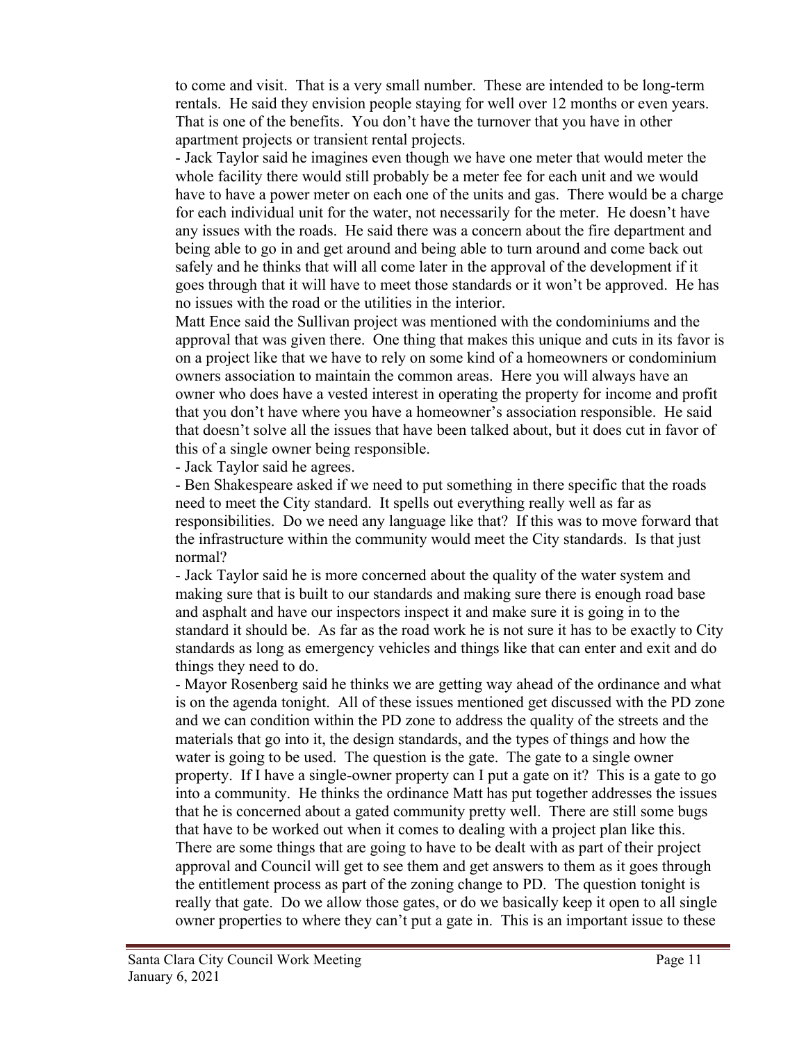to come and visit. That is a very small number. These are intended to be long-term rentals. He said they envision people staying for well over 12 months or even years. That is one of the benefits. You don't have the turnover that you have in other apartment projects or transient rental projects.

- Jack Taylor said he imagines even though we have one meter that would meter the whole facility there would still probably be a meter fee for each unit and we would have to have a power meter on each one of the units and gas. There would be a charge for each individual unit for the water, not necessarily for the meter. He doesn't have any issues with the roads. He said there was a concern about the fire department and being able to go in and get around and being able to turn around and come back out safely and he thinks that will all come later in the approval of the development if it goes through that it will have to meet those standards or it won't be approved. He has no issues with the road or the utilities in the interior.

Matt Ence said the Sullivan project was mentioned with the condominiums and the approval that was given there. One thing that makes this unique and cuts in its favor is on a project like that we have to rely on some kind of a homeowners or condominium owners association to maintain the common areas. Here you will always have an owner who does have a vested interest in operating the property for income and profit that you don't have where you have a homeowner's association responsible. He said that doesn't solve all the issues that have been talked about, but it does cut in favor of this of a single owner being responsible.

- Jack Taylor said he agrees.
- Ben Shakespeare asked if we need to put something in there specific that the roads need to meet the City standard. It spells out everything really well as far as responsibilities. Do we need any language like that? If this was to move forward that the infrastructure within the community would meet the City standards. Is that just normal?
- Jack Taylor said he is more concerned about the quality of the water system and making sure that is built to our standards and making sure there is enough road base and asphalt and have our inspectors inspect it and make sure it is going in to the standard it should be. As far as the road work he is not sure it has to be exactly to City standards as long as emergency vehicles and things like that can enter and exit and do things they need to do.
- Mayor Rosenberg said he thinks we are getting way ahead of the ordinance and what is on the agenda tonight. All of these issues mentioned get discussed with the PD zone and we can condition within the PD zone to address the quality of the streets and the materials that go into it, the design standards, and the types of things and how the water is going to be used. The question is the gate. The gate to a single owner property. If I have a single-owner property can I put a gate on it? This is a gate to go into a community. He thinks the ordinance Matt has put together addresses the issues that he is concerned about a gated community pretty well. There are still some bugs that have to be worked out when it comes to dealing with a project plan like this. There are some things that are going to have to be dealt with as part of their project approval and Council will get to see them and get answers to them as it goes through the entitlement process as part of the zoning change to PD. The question tonight is really that gate. Do we allow those gates, or do we basically keep it open to all single owner properties to where they can't put a gate in. This is an important issue to these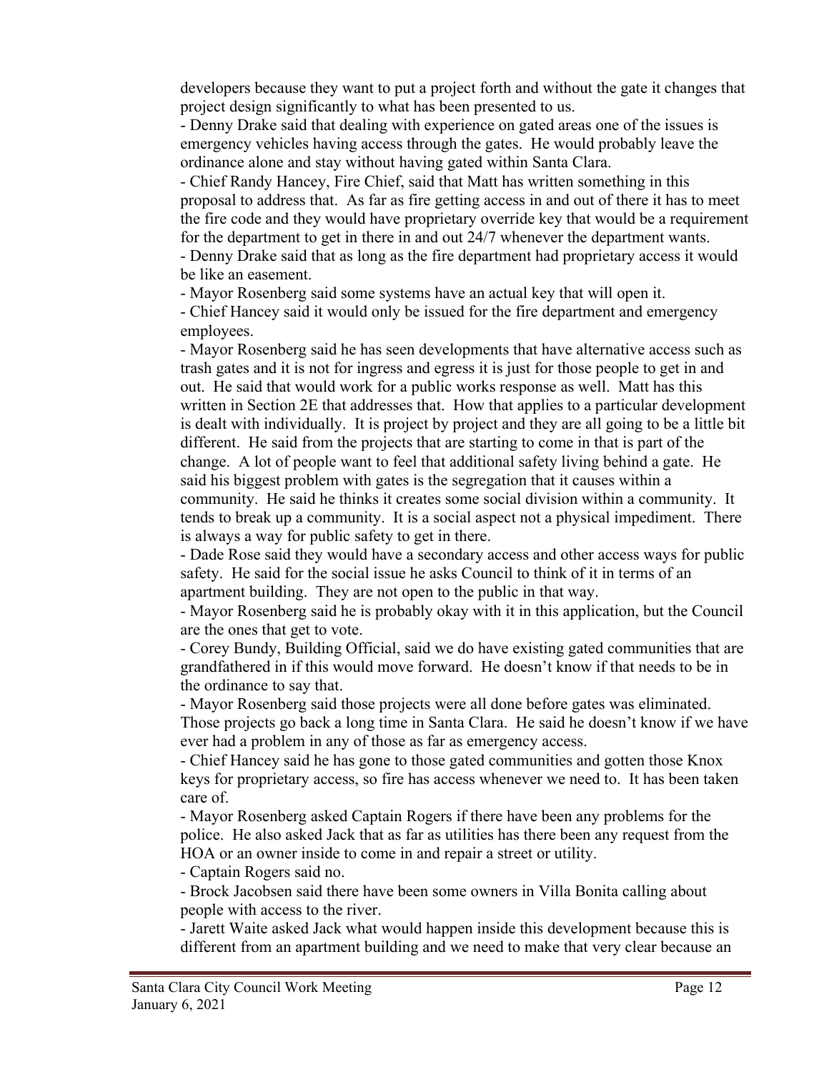developers because they want to put a project forth and without the gate it changes that project design significantly to what has been presented to us.

- Denny Drake said that dealing with experience on gated areas one of the issues is emergency vehicles having access through the gates. He would probably leave the ordinance alone and stay without having gated within Santa Clara.
- Chief Randy Hancey, Fire Chief, said that Matt has written something in this proposal to address that. As far as fire getting access in and out of there it has to meet the fire code and they would have proprietary override key that would be a requirement for the department to get in there in and out 24/7 whenever the department wants.
- Denny Drake said that as long as the fire department had proprietary access it would be like an easement.
- Mayor Rosenberg said some systems have an actual key that will open it.
- Chief Hancey said it would only be issued for the fire department and emergency employees.
- Mayor Rosenberg said he has seen developments that have alternative access such as trash gates and it is not for ingress and egress it is just for those people to get in and out. He said that would work for a public works response as well. Matt has this written in Section 2E that addresses that. How that applies to a particular development is dealt with individually. It is project by project and they are all going to be a little bit different. He said from the projects that are starting to come in that is part of the change. A lot of people want to feel that additional safety living behind a gate. He said his biggest problem with gates is the segregation that it causes within a community. He said he thinks it creates some social division within a community. It tends to break up a community. It is a social aspect not a physical impediment. There is always a way for public safety to get in there.
- Dade Rose said they would have a secondary access and other access ways for public safety. He said for the social issue he asks Council to think of it in terms of an apartment building. They are not open to the public in that way.
- Mayor Rosenberg said he is probably okay with it in this application, but the Council are the ones that get to vote.
- Corey Bundy, Building Official, said we do have existing gated communities that are grandfathered in if this would move forward. He doesn't know if that needs to be in the ordinance to say that.
- Mayor Rosenberg said those projects were all done before gates was eliminated. Those projects go back a long time in Santa Clara. He said he doesn't know if we have ever had a problem in any of those as far as emergency access.
- Chief Hancey said he has gone to those gated communities and gotten those Knox keys for proprietary access, so fire has access whenever we need to. It has been taken care of.
- Mayor Rosenberg asked Captain Rogers if there have been any problems for the police. He also asked Jack that as far as utilities has there been any request from the HOA or an owner inside to come in and repair a street or utility.
- Captain Rogers said no.
- Brock Jacobsen said there have been some owners in Villa Bonita calling about people with access to the river.
- Jarett Waite asked Jack what would happen inside this development because this is different from an apartment building and we need to make that very clear because an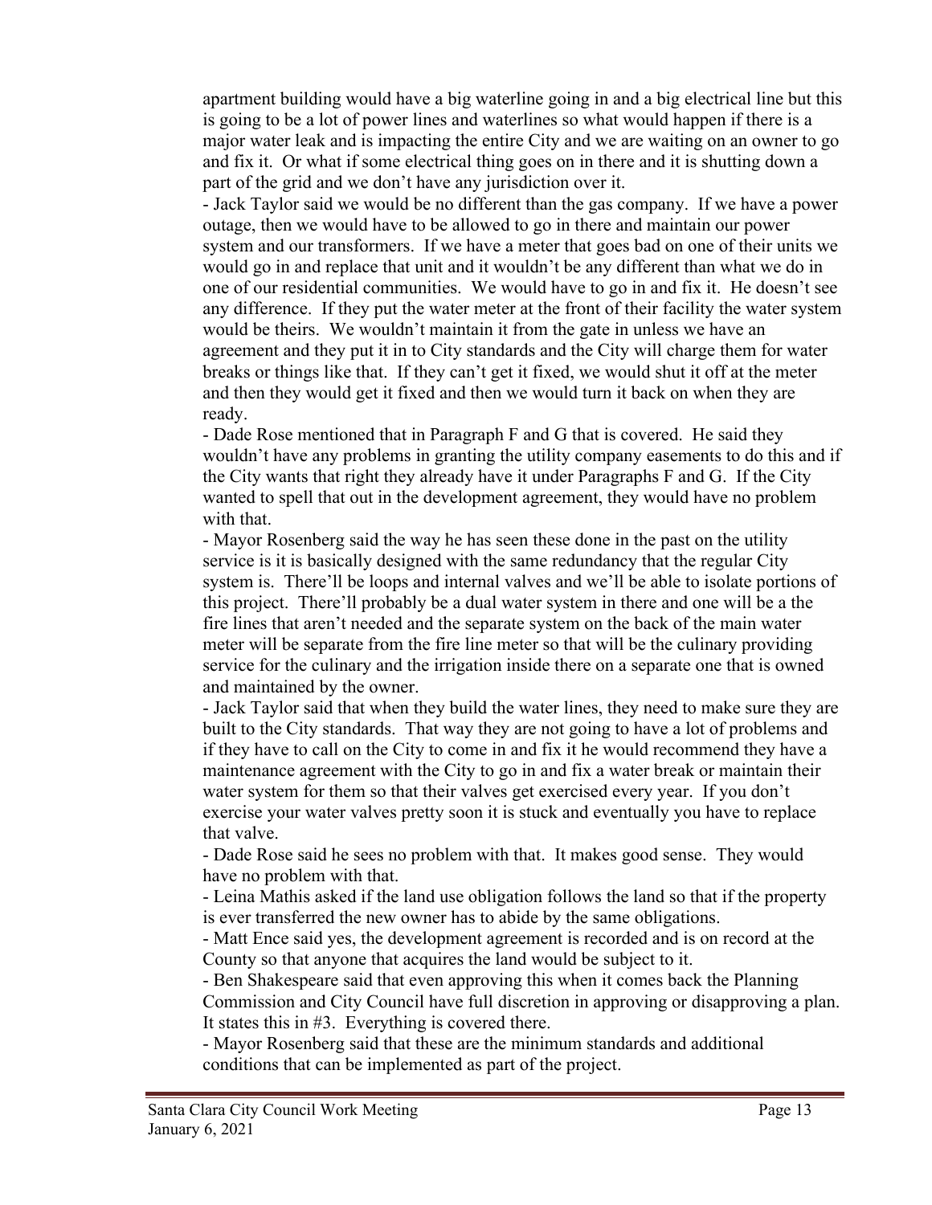apartment building would have a big waterline going in and a big electrical line but this is going to be a lot of power lines and waterlines so what would happen if there is a major water leak and is impacting the entire City and we are waiting on an owner to go and fix it. Or what if some electrical thing goes on in there and it is shutting down a part of the grid and we don't have any jurisdiction over it.

- Jack Taylor said we would be no different than the gas company. If we have a power outage, then we would have to be allowed to go in there and maintain our power system and our transformers. If we have a meter that goes bad on one of their units we would go in and replace that unit and it wouldn't be any different than what we do in one of our residential communities. We would have to go in and fix it. He doesn't see any difference. If they put the water meter at the front of their facility the water system would be theirs. We wouldn't maintain it from the gate in unless we have an agreement and they put it in to City standards and the City will charge them for water breaks or things like that. If they can't get it fixed, we would shut it off at the meter and then they would get it fixed and then we would turn it back on when they are ready.
- Dade Rose mentioned that in Paragraph F and G that is covered. He said they wouldn't have any problems in granting the utility company easements to do this and if the City wants that right they already have it under Paragraphs F and G. If the City wanted to spell that out in the development agreement, they would have no problem with that.
- Mayor Rosenberg said the way he has seen these done in the past on the utility service is it is basically designed with the same redundancy that the regular City system is. There'll be loops and internal valves and we'll be able to isolate portions of this project. There'll probably be a dual water system in there and one will be a the fire lines that aren't needed and the separate system on the back of the main water meter will be separate from the fire line meter so that will be the culinary providing service for the culinary and the irrigation inside there on a separate one that is owned and maintained by the owner.
- Jack Taylor said that when they build the water lines, they need to make sure they are built to the City standards. That way they are not going to have a lot of problems and if they have to call on the City to come in and fix it he would recommend they have a maintenance agreement with the City to go in and fix a water break or maintain their water system for them so that their valves get exercised every year. If you don't exercise your water valves pretty soon it is stuck and eventually you have to replace that valve.
- Dade Rose said he sees no problem with that. It makes good sense. They would have no problem with that.
- Leina Mathis asked if the land use obligation follows the land so that if the property is ever transferred the new owner has to abide by the same obligations.
- Matt Ence said yes, the development agreement is recorded and is on record at the County so that anyone that acquires the land would be subject to it.
- Ben Shakespeare said that even approving this when it comes back the Planning Commission and City Council have full discretion in approving or disapproving a plan. It states this in #3. Everything is covered there.
- Mayor Rosenberg said that these are the minimum standards and additional conditions that can be implemented as part of the project.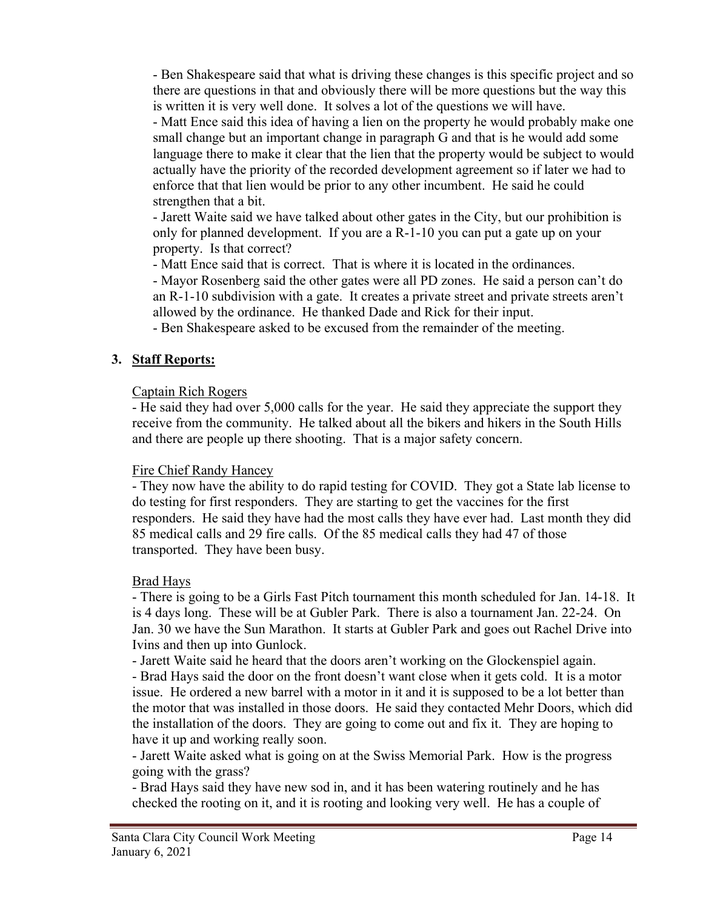- Ben Shakespeare said that what is driving these changes is this specific project and so there are questions in that and obviously there will be more questions but the way this is written it is very well done. It solves a lot of the questions we will have.

- Matt Ence said this idea of having a lien on the property he would probably make one small change but an important change in paragraph G and that is he would add some language there to make it clear that the lien that the property would be subject to would actually have the priority of the recorded development agreement so if later we had to enforce that that lien would be prior to any other incumbent. He said he could strengthen that a bit.

- Jarett Waite said we have talked about other gates in the City, but our prohibition is only for planned development. If you are a R-1-10 you can put a gate up on your property. Is that correct?

- Matt Ence said that is correct. That is where it is located in the ordinances.

- Mayor Rosenberg said the other gates were all PD zones. He said a person can't do an R-1-10 subdivision with a gate. It creates a private street and private streets aren't allowed by the ordinance. He thanked Dade and Rick for their input.

- Ben Shakespeare asked to be excused from the remainder of the meeting.

## 3. Staff Reports:

Captain Rich Rogers

- He said they had over 5,000 calls for the year. He said they appreciate the support they receive from the community. He talked about all the bikers and hikers in the South Hills and there are people up there shooting. That is a major safety concern.

Fire Chief Randy Hancey

- They now have the ability to do rapid testing for COVID. They got a State lab license to do testing for first responders. They are starting to get the vaccines for the first responders. He said they have had the most calls they have ever had. Last month they did 85 medical calls and 29 fire calls. Of the 85 medical calls they had 47 of those transported. They have been busy.

Brad Hays

- There is going to be a Girls Fast Pitch tournament this month scheduled for Jan. 14-18. It is 4 days long. These will be at Gubler Park. There is also a tournament Jan. 22-24. On Jan. 30 we have the Sun Marathon. It starts at Gubler Park and goes out Rachel Drive into Ivins and then up into Gunlock.

- Jarett Waite said he heard that the doors aren't working on the Glockenspiel again.

- Brad Hays said the door on the front doesn't want close when it gets cold. It is a motor issue. He ordered a new barrel with a motor in it and it is supposed to be a lot better than the motor that was installed in those doors. He said they contacted Mehr Doors, which did the installation of the doors. They are going to come out and fix it. They are hoping to have it up and working really soon.

- Jarett Waite asked what is going on at the Swiss Memorial Park. How is the progress going with the grass?

- Brad Hays said they have new sod in, and it has been watering routinely and he has checked the rooting on it, and it is rooting and looking very well. He has a couple of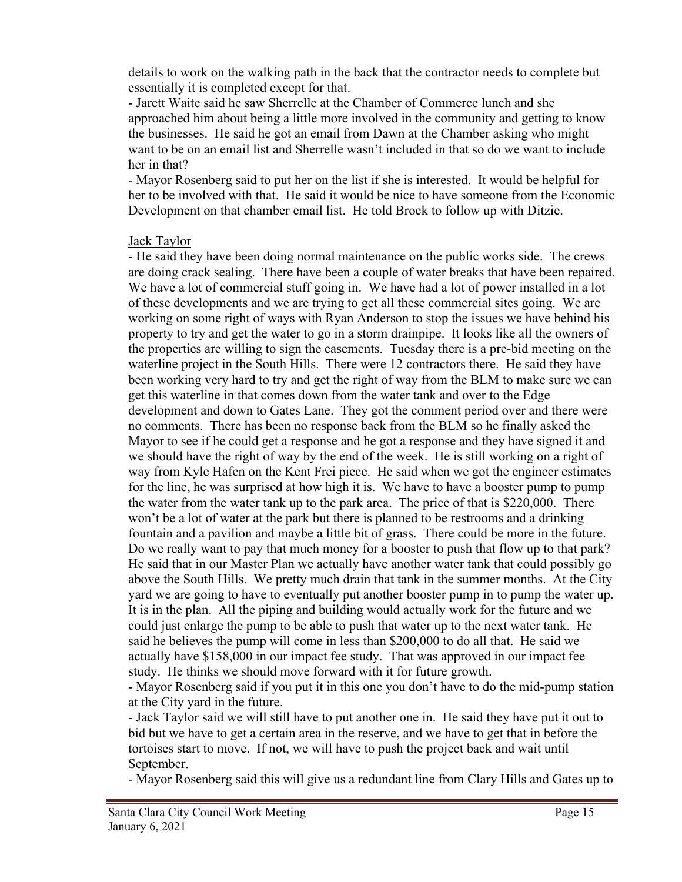details to work on the walking path in the back that the contractor needs to complete but essentially it is completed except for that.

- Jarett Waite said he saw Sherrelle at the Chamber of Commerce lunch and she approached him about being a little more involved in the community and getting to know the businesses. He said he got an email from Dawn at the Chamber asking who might want to be on an email list and Sherrelle wasn't included in that so do we want to include her in that?
- Mayor Rosenberg said to put her on the list if she is interested. It would be helpful for her to be involved with that. He said it would be nice to have someone from the Economic Development on that chamber email list. He told Brock to follow up with Ditzie.

<u>Jack Taylor</u>

- He said they have been doing normal maintenance on the public works side. The crews are doing crack sealing. There have been a couple of water breaks that have been repaired. We have a lot of commercial stuff going in. We have had a lot of power installed in a lot of these developments and we are trying to get all these commercial sites going. We are working on some right of ways with Ryan Anderson to stop the issues we have behind his property to try and get the water to go in a storm drainpipe. It looks like all the owners of the properties are willing to sign the easements. Tuesday there is a pre-bid meeting on the waterline project in the South Hills. There were 12 contractors there. He said they have been working very hard to try and get the right of way from the BLM to make sure we can get this waterline in that comes down from the water tank and over to the Edge development and down to Gates Lane. They got the comment period over and there were no comments. There has been no response back from the BLM so he finally asked the Mayor to see if he could get a response and he got a response and they have signed it and we should have the right of way by the end of the week. He is still working on a right of way from Kyle Hafen on the Kent Frei piece. He said when we got the engineer estimates for the line, he was surprised at how high it is. We have to have a booster pump to pump the water from the water tank up to the park area. The price of that is $220,000. There won't be a lot of water at the park but there is planned to be restrooms and a drinking fountain and a pavilion and maybe a little bit of grass. There could be more in the future. Do we really want to pay that much money for a booster to push that flow up to that park? He said that in our Master Plan we actually have another water tank that could possibly go above the South Hills. We pretty much drain that tank in the summer months. At the City yard we are going to have to eventually put another booster pump in to pump the water up. It is in the plan. All the piping and building would actually work for the future and we could just enlarge the pump to be able to push that water up to the next water tank. He said he believes the pump will come in less than $200,000 to do all that. He said we actually have $158,000 in our impact fee study. That was approved in our impact fee study. He thinks we should move forward with it for future growth.
- Mayor Rosenberg said if you put it in this one you don't have to do the mid-pump station at the City yard in the future.
- Jack Taylor said we will still have to put another one in. He said they have put it out to bid but we have to get a certain area in the reserve, and we have to get that in before the tortoises start to move. If not, we will have to push the project back and wait until September.
- Mayor Rosenberg said this will give us a redundant line from Clary Hills and Gates up to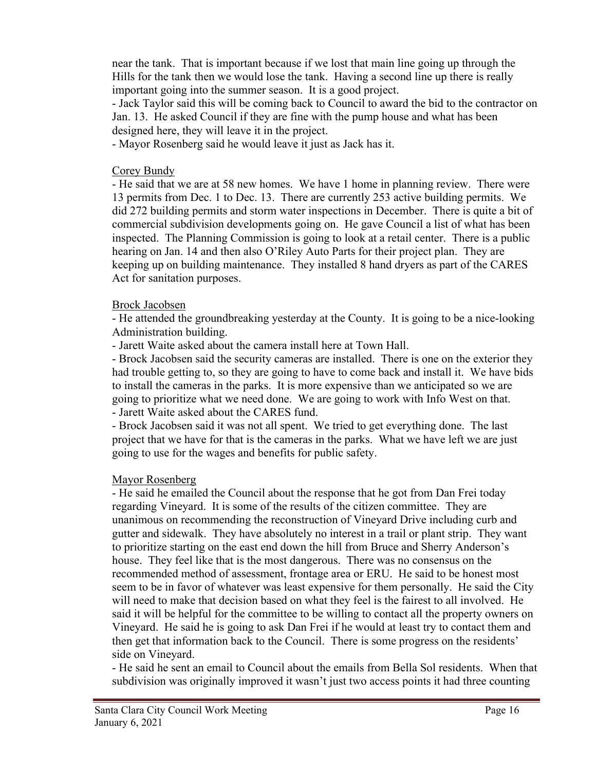near the tank. That is important because if we lost that main line going up through the Hills for the tank then we would lose the tank. Having a second line up there is really important going into the summer season. It is a good project.

- Jack Taylor said this will be coming back to Council to award the bid to the contractor on Jan. 13. He asked Council if they are fine with the pump house and what has been designed here, they will leave it in the project.
- Mayor Rosenberg said he would leave it just as Jack has it.

Corey Bundy

- He said that we are at 58 new homes. We have 1 home in planning review. There were 13 permits from Dec. 1 to Dec. 13. There are currently 253 active building permits. We did 272 building permits and storm water inspections in December. There is quite a bit of commercial subdivision developments going on. He gave Council a list of what has been inspected. The Planning Commission is going to look at a retail center. There is a public hearing on Jan. 14 and then also O'Riley Auto Parts for their project plan. They are keeping up on building maintenance. They installed 8 hand dryers as part of the CARES Act for sanitation purposes.

Brock Jacobsen

- He attended the groundbreaking yesterday at the County. It is going to be a nice-looking Administration building.
- Jarett Waite asked about the camera install here at Town Hall.
- Brock Jacobsen said the security cameras are installed. There is one on the exterior they had trouble getting to, so they are going to have to come back and install it. We have bids to install the cameras in the parks. It is more expensive than we anticipated so we are going to prioritize what we need done. We are going to work with Info West on that.
- Jarett Waite asked about the CARES fund.
- Brock Jacobsen said it was not all spent. We tried to get everything done. The last project that we have for that is the cameras in the parks. What we have left we are just going to use for the wages and benefits for public safety.

Mayor Rosenberg

- He said he emailed the Council about the response that he got from Dan Frei today regarding Vineyard. It is some of the results of the citizen committee. They are unanimous on recommending the reconstruction of Vineyard Drive including curb and gutter and sidewalk. They have absolutely no interest in a trail or plant strip. They want to prioritize starting on the east end down the hill from Bruce and Sherry Anderson's house. They feel like that is the most dangerous. There was no consensus on the recommended method of assessment, frontage area or ERU. He said to be honest most seem to be in favor of whatever was least expensive for them personally. He said the City will need to make that decision based on what they feel is the fairest to all involved. He said it will be helpful for the committee to be willing to contact all the property owners on Vineyard. He said he is going to ask Dan Frei if he would at least try to contact them and then get that information back to the Council. There is some progress on the residents' side on Vineyard.
- He said he sent an email to Council about the emails from Bella Sol residents. When that subdivision was originally improved it wasn't just two access points it had three counting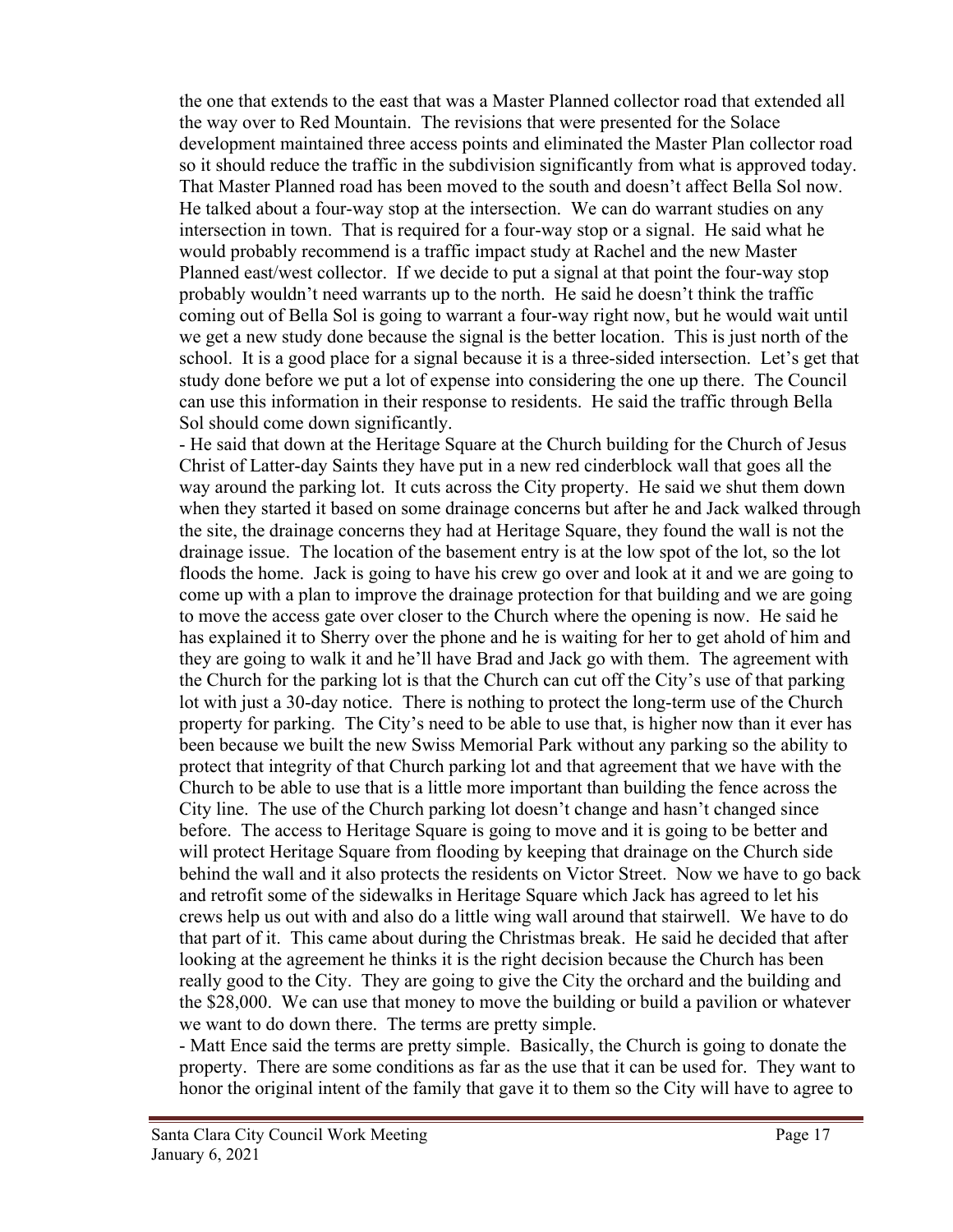the one that extends to the east that was a Master Planned collector road that extended all the way over to Red Mountain. The revisions that were presented for the Solace development maintained three access points and eliminated the Master Plan collector road so it should reduce the traffic in the subdivision significantly from what is approved today. That Master Planned road has been moved to the south and doesn't affect Bella Sol now. He talked about a four-way stop at the intersection. We can do warrant studies on any intersection in town. That is required for a four-way stop or a signal. He said what he would probably recommend is a traffic impact study at Rachel and the new Master Planned east/west collector. If we decide to put a signal at that point the four-way stop probably wouldn't need warrants up to the north. He said he doesn't think the traffic coming out of Bella Sol is going to warrant a four-way right now, but he would wait until we get a new study done because the signal is the better location. This is just north of the school. It is a good place for a signal because it is a three-sided intersection. Let's get that study done before we put a lot of expense into considering the one up there. The Council can use this information in their response to residents. He said the traffic through Bella Sol should come down significantly.

- He said that down at the Heritage Square at the Church building for the Church of Jesus Christ of Latter-day Saints they have put in a new red cinderblock wall that goes all the way around the parking lot. It cuts across the City property. He said we shut them down when they started it based on some drainage concerns but after he and Jack walked through the site, the drainage concerns they had at Heritage Square, they found the wall is not the drainage issue. The location of the basement entry is at the low spot of the lot, so the lot floods the home. Jack is going to have his crew go over and look at it and we are going to come up with a plan to improve the drainage protection for that building and we are going to move the access gate over closer to the Church where the opening is now. He said he has explained it to Sherry over the phone and he is waiting for her to get ahold of him and they are going to walk it and he'll have Brad and Jack go with them. The agreement with the Church for the parking lot is that the Church can cut off the City's use of that parking lot with just a 30-day notice. There is nothing to protect the long-term use of the Church property for parking. The City's need to be able to use that, is higher now than it ever has been because we built the new Swiss Memorial Park without any parking so the ability to protect that integrity of that Church parking lot and that agreement that we have with the Church to be able to use that is a little more important than building the fence across the City line. The use of the Church parking lot doesn't change and hasn't changed since before. The access to Heritage Square is going to move and it is going to be better and will protect Heritage Square from flooding by keeping that drainage on the Church side behind the wall and it also protects the residents on Victor Street. Now we have to go back and retrofit some of the sidewalks in Heritage Square which Jack has agreed to let his crews help us out with and also do a little wing wall around that stairwell. We have to do that part of it. This came about during the Christmas break. He said he decided that after looking at the agreement he thinks it is the right decision because the Church has been really good to the City. They are going to give the City the orchard and the building and the $28,000. We can use that money to move the building or build a pavilion or whatever we want to do down there. The terms are pretty simple.

- Matt Ence said the terms are pretty simple. Basically, the Church is going to donate the property. There are some conditions as far as the use that it can be used for. They want to honor the original intent of the family that gave it to them so the City will have to agree to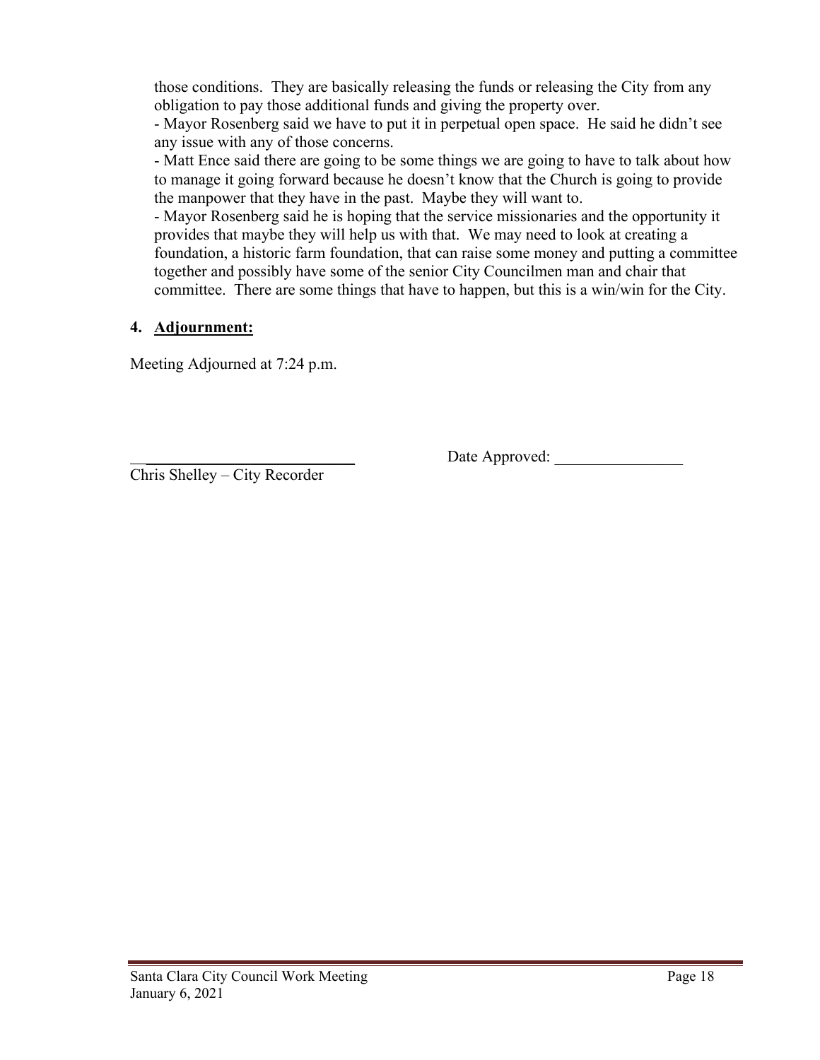those conditions. They are basically releasing the funds or releasing the City from any obligation to pay those additional funds and giving the property over.

- Mayor Rosenberg said we have to put it in perpetual open space. He said he didn't see any issue with any of those concerns.
- Matt Ence said there are going to be some things we are going to have to talk about how to manage it going forward because he doesn't know that the Church is going to provide the manpower that they have in the past. Maybe they will want to.
- Mayor Rosenberg said he is hoping that the service missionaries and the opportunity it provides that maybe they will help us with that. We may need to look at creating a foundation, a historic farm foundation, that can raise some money and putting a committee together and possibly have some of the senior City Councilmen man and chair that committee. There are some things that have to happen, but this is a win/win for the City.

**4. Adjournment:**

Meeting Adjourned at 7:24 p.m.

\_\_\_\_\_\_\_\_\_\_\_\_\_\_\_\_\_\_\_\_\_\_\_\_\_\_\_\_ Date Approved: \_\_\_\_\_\_\_\_\_\_\_\_\_\_\_\_

Chris Shelley – City Recorder